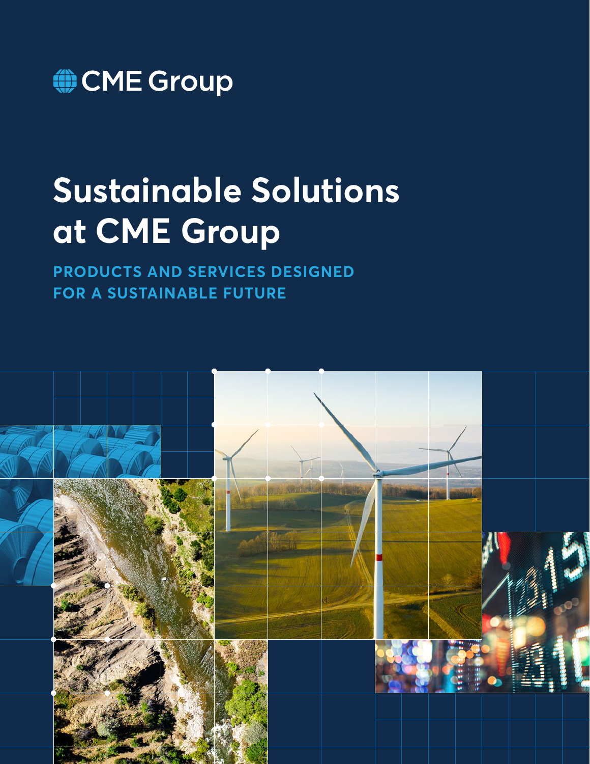CME Group

# Sustainable Solutions at CME Group

## PRODUCTS AND SERVICES DESIGNED FOR A SUSTAINABLE FUTURE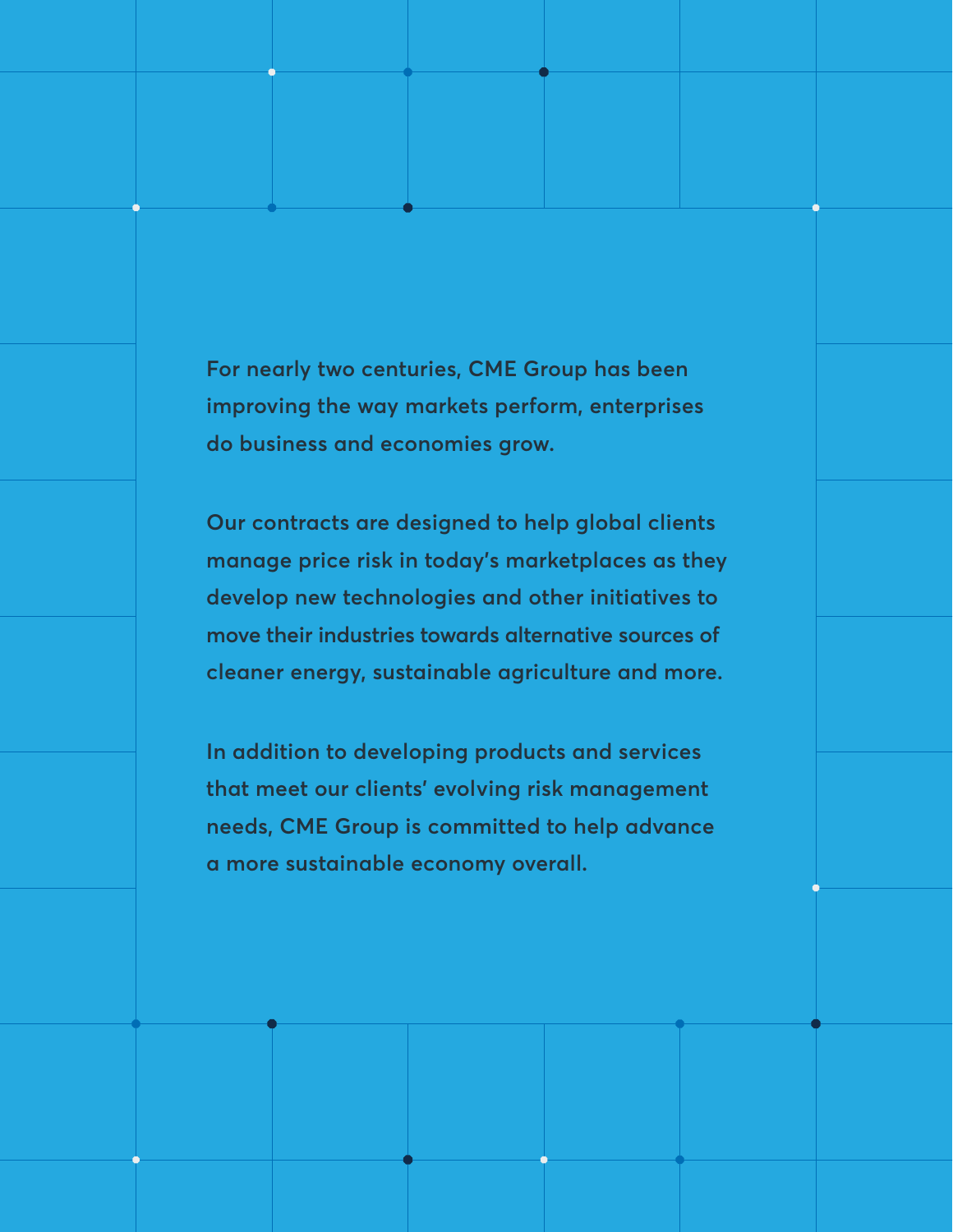For nearly two centuries, CME Group has been improving the way markets perform, enterprises do business and economies grow.

Our contracts are designed to help global clients manage price risk in today's marketplaces as they develop new technologies and other initiatives to move their industries towards alternative sources of cleaner energy, sustainable agriculture and more.

In addition to developing products and services that meet our clients' evolving risk management needs, CME Group is committed to help advance a more sustainable economy overall.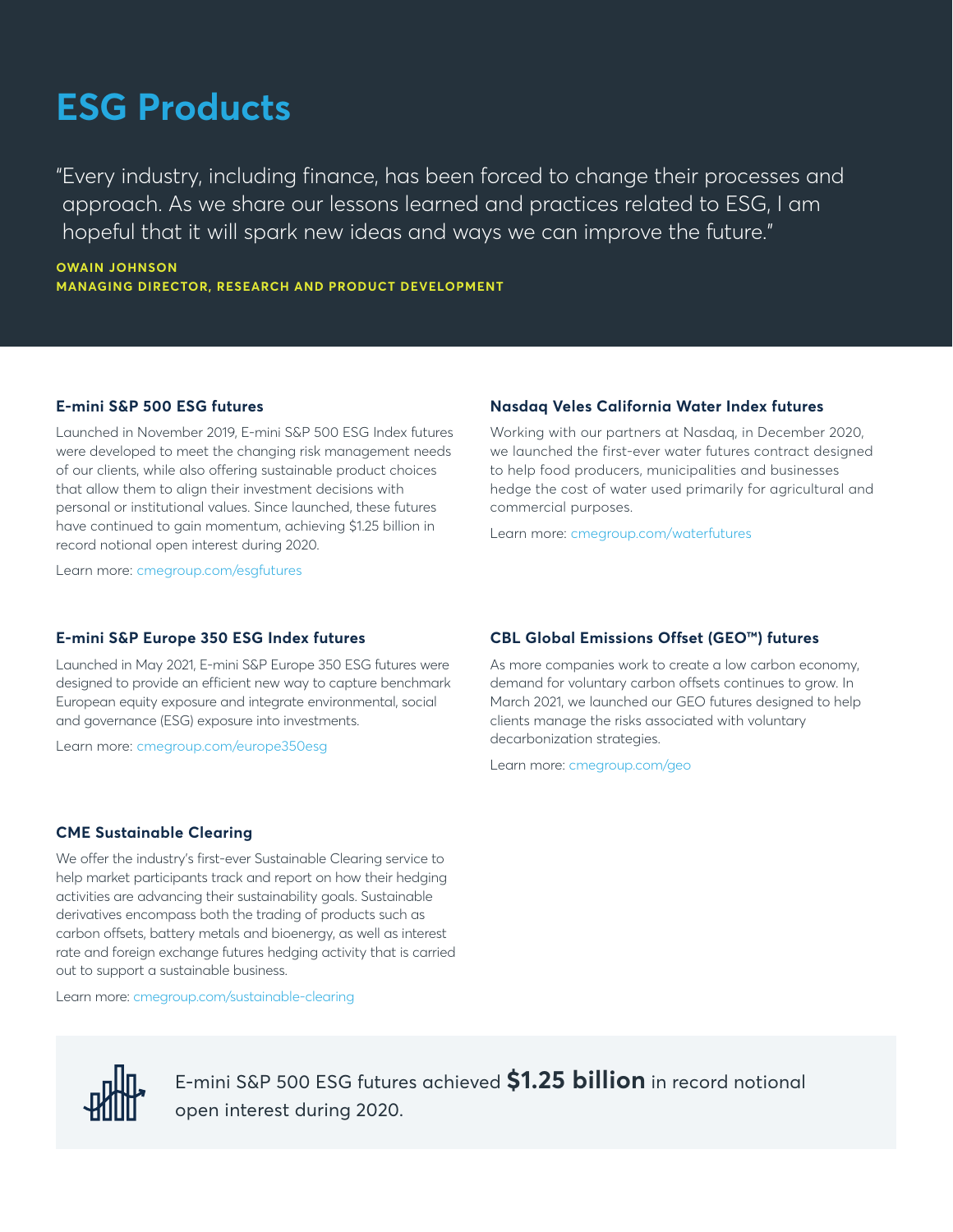# ESG Products

"Every industry, including finance, has been forced to change their processes and approach. As we share our lessons learned and practices related to ESG, I am hopeful that it will spark new ideas and ways we can improve the future."

**OWAIN JOHNSON**
**MANAGING DIRECTOR, RESEARCH AND PRODUCT DEVELOPMENT**

### E-mini S&P 500 ESG futures

Launched in November 2019, E-mini S&P 500 ESG Index futures were developed to meet the changing risk management needs of our clients, while also offering sustainable product choices that allow them to align their investment decisions with personal or institutional values. Since launched, these futures have continued to gain momentum, achieving $1.25 billion in record notional open interest during 2020.

Learn more: cmegroup.com/esgfutures

### Nasdaq Veles California Water Index futures

Working with our partners at Nasdaq, in December 2020, we launched the first-ever water futures contract designed to help food producers, municipalities and businesses hedge the cost of water used primarily for agricultural and commercial purposes.

Learn more: cmegroup.com/waterfutures

### E-mini S&P Europe 350 ESG Index futures

Launched in May 2021, E-mini S&P Europe 350 ESG futures were designed to provide an efficient new way to capture benchmark European equity exposure and integrate environmental, social and governance (ESG) exposure into investments.

Learn more: cmegroup.com/europe350esg

### CBL Global Emissions Offset (GEO™) futures

As more companies work to create a low carbon economy, demand for voluntary carbon offsets continues to grow. In March 2021, we launched our GEO futures designed to help clients manage the risks associated with voluntary decarbonization strategies.

Learn more: cmegroup.com/geo

### CME Sustainable Clearing

We offer the industry's first-ever Sustainable Clearing service to help market participants track and report on how their hedging activities are advancing their sustainability goals. Sustainable derivatives encompass both the trading of products such as carbon offsets, battery metals and bioenergy, as well as interest rate and foreign exchange futures hedging activity that is carried out to support a sustainable business.

Learn more: cmegroup.com/sustainable-clearing

E-mini S&P 500 ESG futures achieved **$1.25 billion** in record notional open interest during 2020.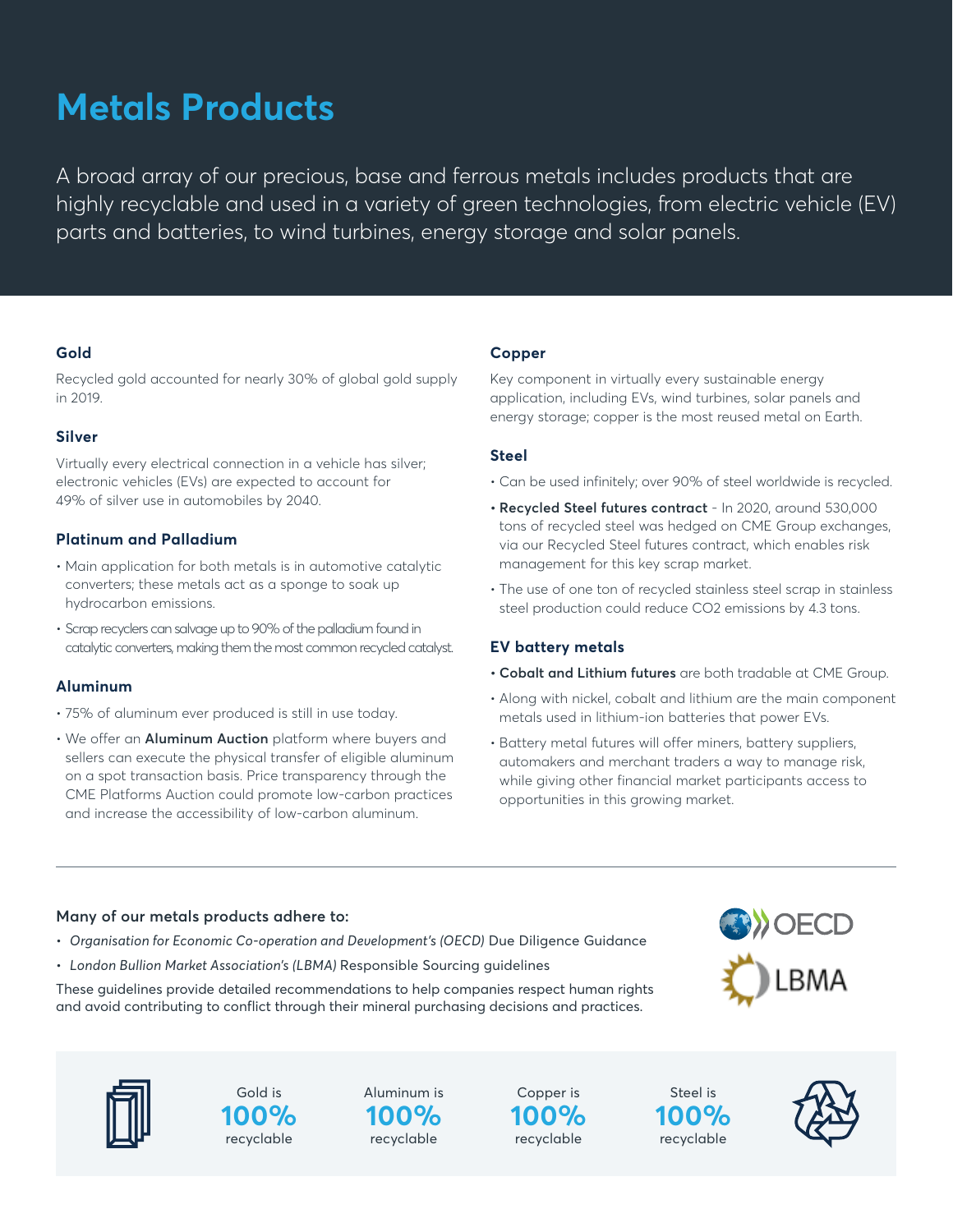# Metals Products

A broad array of our precious, base and ferrous metals includes products that are highly recyclable and used in a variety of green technologies, from electric vehicle (EV) parts and batteries, to wind turbines, energy storage and solar panels.

### Gold

Recycled gold accounted for nearly 30% of global gold supply in 2019.

### Silver

Virtually every electrical connection in a vehicle has silver; electronic vehicles (EVs) are expected to account for 49% of silver use in automobiles by 2040.

### Platinum and Palladium

- Main application for both metals is in automotive catalytic converters; these metals act as a sponge to soak up hydrocarbon emissions.
- Scrap recyclers can salvage up to 90% of the palladium found in catalytic converters, making them the most common recycled catalyst.

### Aluminum

- 75% of aluminum ever produced is still in use today.
- We offer an **Aluminum Auction** platform where buyers and sellers can execute the physical transfer of eligible aluminum on a spot transaction basis. Price transparency through the CME Platforms Auction could promote low-carbon practices and increase the accessibility of low-carbon aluminum.

### Copper

Key component in virtually every sustainable energy application, including EVs, wind turbines, solar panels and energy storage; copper is the most reused metal on Earth.

### Steel

- Can be used infinitely; over 90% of steel worldwide is recycled.
- **Recycled Steel futures contract** - In 2020, around 530,000 tons of recycled steel was hedged on CME Group exchanges, via our Recycled Steel futures contract, which enables risk management for this key scrap market.
- The use of one ton of recycled stainless steel scrap in stainless steel production could reduce $CO_2$ emissions by 4.3 tons.

### EV battery metals

- **Cobalt and Lithium futures** are both tradable at CME Group.
- Along with nickel, cobalt and lithium are the main component metals used in lithium-ion batteries that power EVs.
- Battery metal futures will offer miners, battery suppliers, automakers and merchant traders a way to manage risk, while giving other financial market participants access to opportunities in this growing market.

---

**Many of our metals products adhere to:**

- *Organisation for Economic Co-operation and Development's (OECD)* Due Diligence Guidance
- *London Bullion Market Association's (LBMA)* Responsible Sourcing guidelines

These guidelines provide detailed recommendations to help companies respect human rights and avoid contributing to conflict through their mineral purchasing decisions and practices.

Gold is **100%** recyclable

Aluminum is **100%** recyclable

Copper is **100%** recyclable

Steel is **100%** recyclable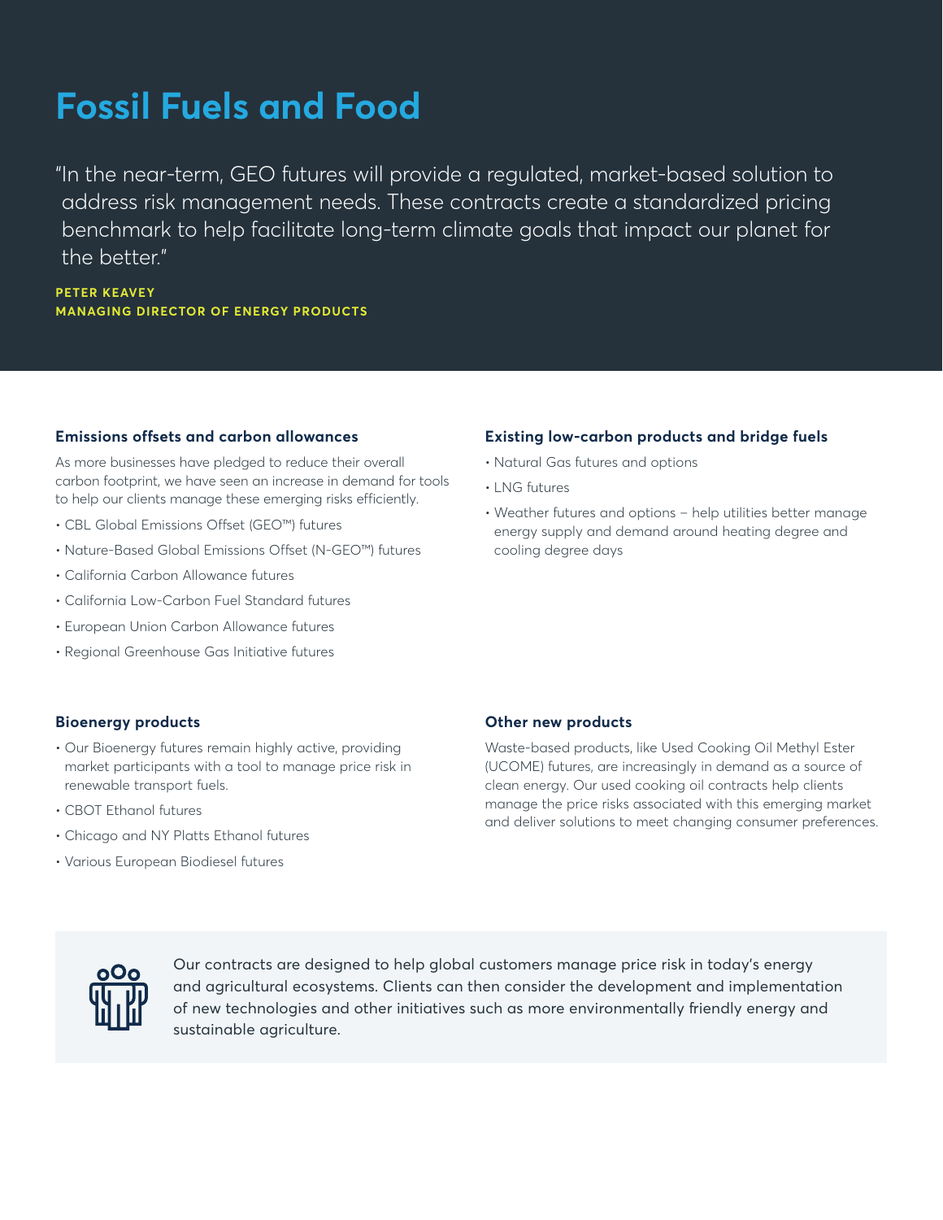# Fossil Fuels and Food

"In the near-term, GEO futures will provide a regulated, market-based solution to address risk management needs. These contracts create a standardized pricing benchmark to help facilitate long-term climate goals that impact our planet for the better."

**PETER KEAVEY**
**MANAGING DIRECTOR OF ENERGY PRODUCTS**

### Emissions offsets and carbon allowances

As more businesses have pledged to reduce their overall carbon footprint, we have seen an increase in demand for tools to help our clients manage these emerging risks efficiently.

- CBL Global Emissions Offset (GEO™) futures
- Nature-Based Global Emissions Offset (N-GEO™) futures
- California Carbon Allowance futures
- California Low-Carbon Fuel Standard futures
- European Union Carbon Allowance futures
- Regional Greenhouse Gas Initiative futures

### Existing low-carbon products and bridge fuels

- Natural Gas futures and options
- LNG futures
- Weather futures and options – help utilities better manage energy supply and demand around heating degree and cooling degree days

### Bioenergy products

- Our Bioenergy futures remain highly active, providing market participants with a tool to manage price risk in renewable transport fuels.
- CBOT Ethanol futures
- Chicago and NY Platts Ethanol futures
- Various European Biodiesel futures

### Other new products

Waste-based products, like Used Cooking Oil Methyl Ester (UCOME) futures, are increasingly in demand as a source of clean energy. Our used cooking oil contracts help clients manage the price risks associated with this emerging market and deliver solutions to meet changing consumer preferences.

Our contracts are designed to help global customers manage price risk in today's energy and agricultural ecosystems. Clients can then consider the development and implementation of new technologies and other initiatives such as more environmentally friendly energy and sustainable agriculture.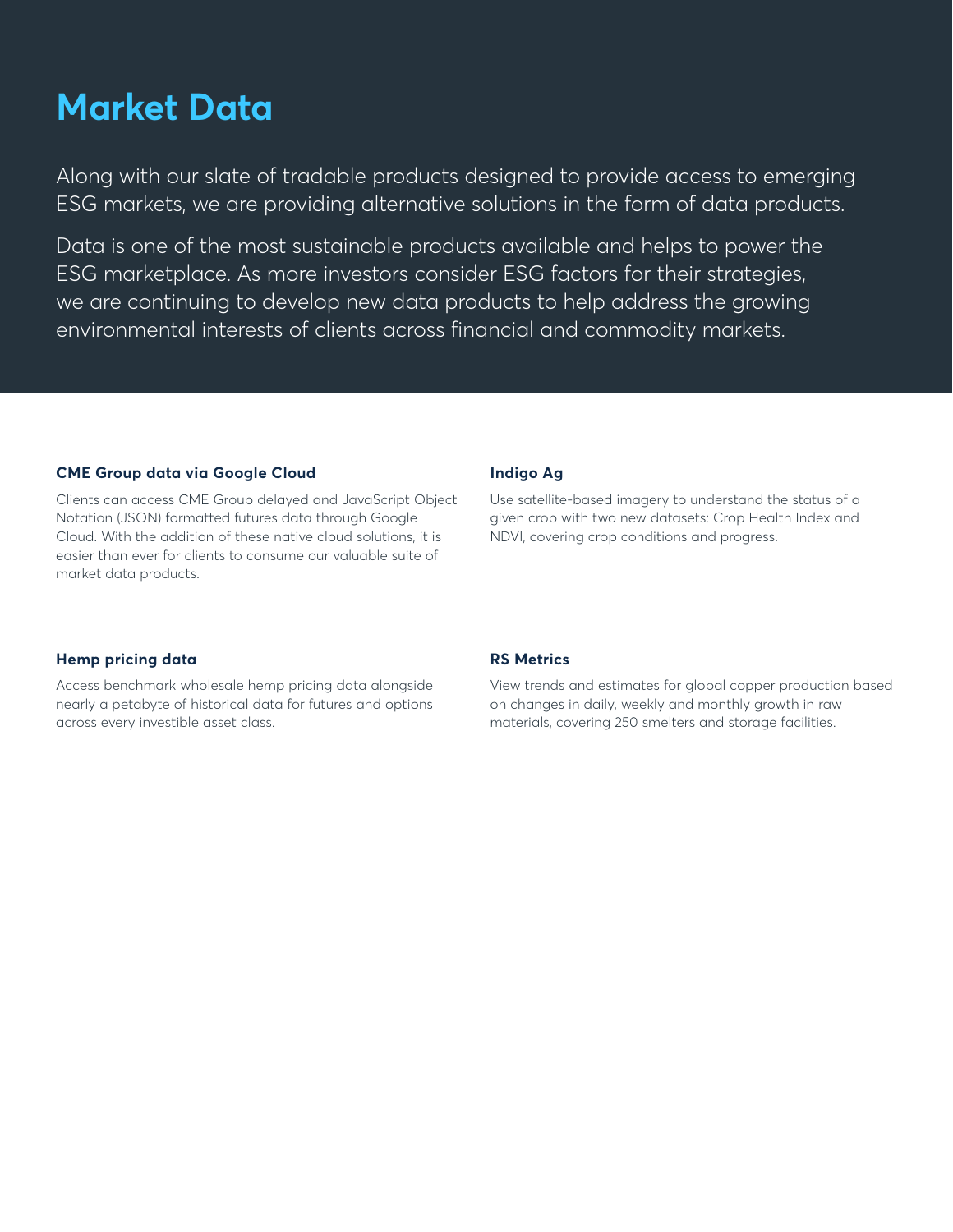# Market Data

Along with our slate of tradable products designed to provide access to emerging ESG markets, we are providing alternative solutions in the form of data products.

Data is one of the most sustainable products available and helps to power the ESG marketplace. As more investors consider ESG factors for their strategies, we are continuing to develop new data products to help address the growing environmental interests of clients across financial and commodity markets.

### CME Group data via Google Cloud

Clients can access CME Group delayed and JavaScript Object Notation (JSON) formatted futures data through Google Cloud. With the addition of these native cloud solutions, it is easier than ever for clients to consume our valuable suite of market data products.

### Indigo Ag

Use satellite-based imagery to understand the status of a given crop with two new datasets: Crop Health Index and NDVI, covering crop conditions and progress.

### Hemp pricing data

Access benchmark wholesale hemp pricing data alongside nearly a petabyte of historical data for futures and options across every investible asset class.

### RS Metrics

View trends and estimates for global copper production based on changes in daily, weekly and monthly growth in raw materials, covering 250 smelters and storage facilities.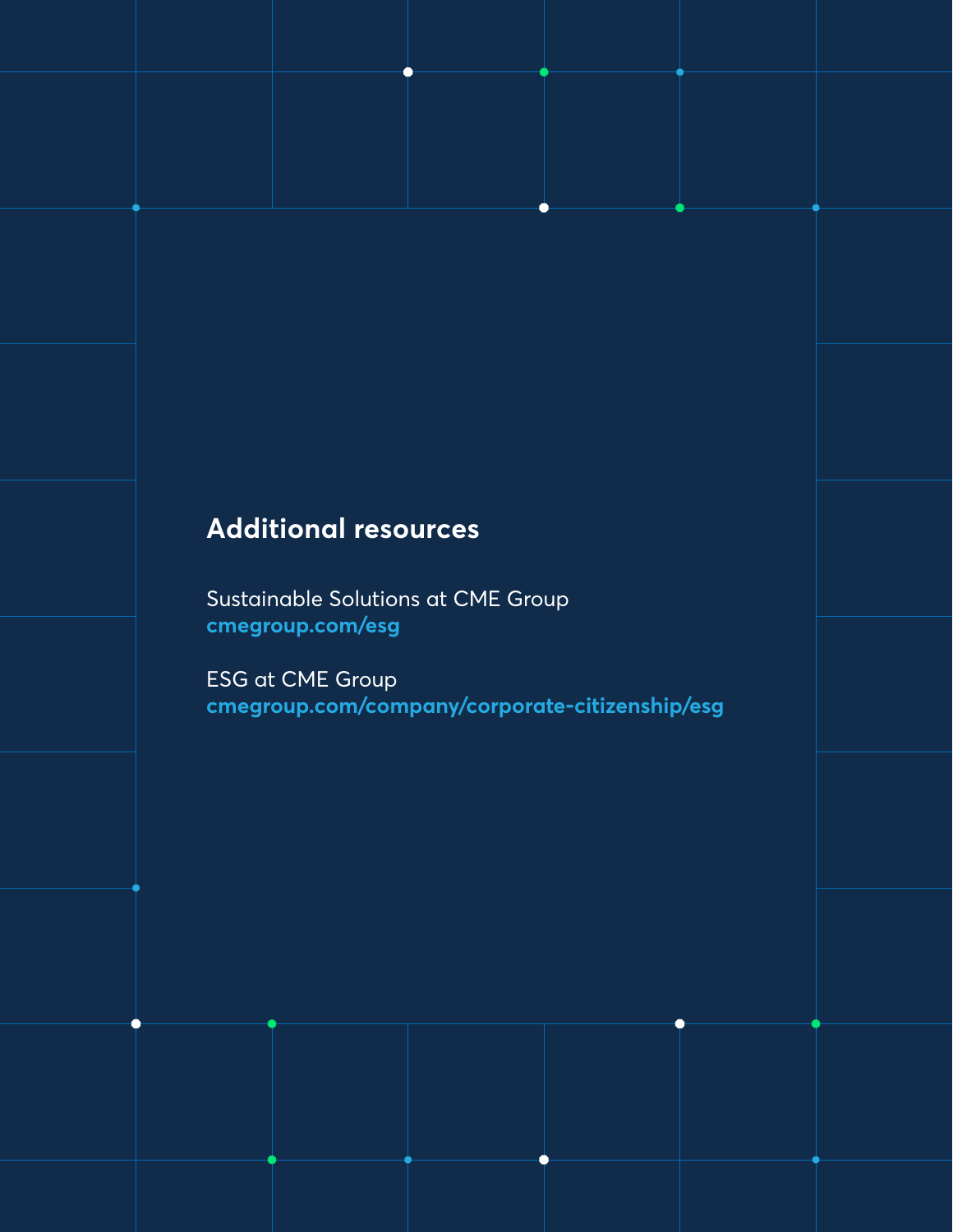## Additional resources

Sustainable Solutions at CME Group
**cmegroup.com/esg**

ESG at CME Group
**cmegroup.com/company/corporate-citizenship/esg**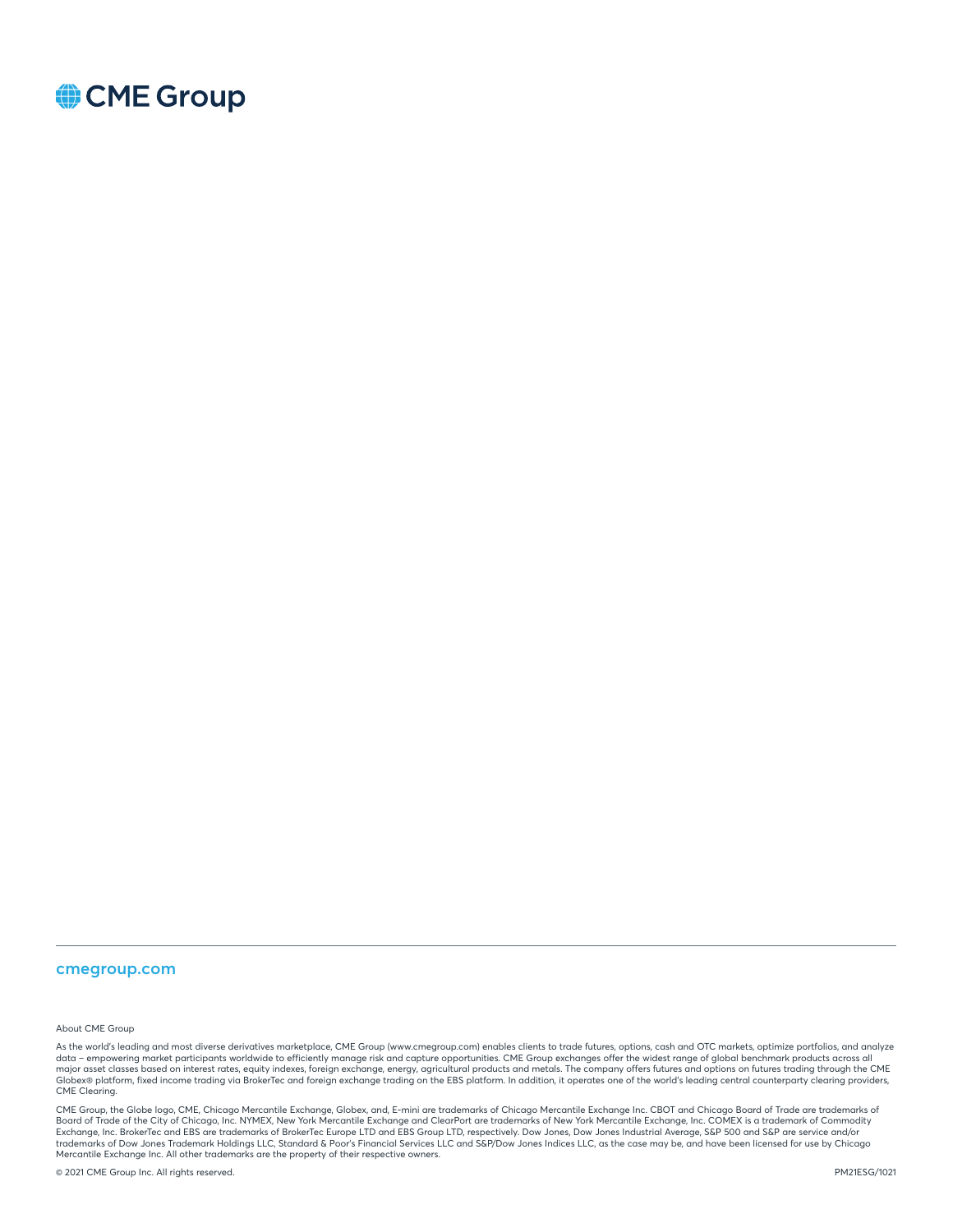CME Group

cmegroup.com

About CME Group

As the world's leading and most diverse derivatives marketplace, CME Group (www.cmegroup.com) enables clients to trade futures, options, cash and OTC markets, optimize portfolios, and analyze data – empowering market participants worldwide to efficiently manage risk and capture opportunities. CME Group exchanges offer the widest range of global benchmark products across all major asset classes based on interest rates, equity indexes, foreign exchange, energy, agricultural products and metals. The company offers futures and options on futures trading through the CME Globex® platform, fixed income trading via BrokerTec and foreign exchange trading on the EBS platform. In addition, it operates one of the world's leading central counterparty clearing providers, CME Clearing.

CME Group, the Globe logo, CME, Chicago Mercantile Exchange, Globex, and, E-mini are trademarks of Chicago Mercantile Exchange Inc. CBOT and Chicago Board of Trade are trademarks of Board of Trade of the City of Chicago, Inc. NYMEX, New York Mercantile Exchange and ClearPort are trademarks of New York Mercantile Exchange, Inc. COMEX is a trademark of Commodity Exchange, Inc. BrokerTec and EBS are trademarks of BrokerTec Europe LTD and EBS Group LTD, respectively. Dow Jones, Dow Jones Industrial Average, S&P 500 and S&P are service and/or trademarks of Dow Jones Trademark Holdings LLC, Standard & Poor's Financial Services LLC and S&P/Dow Jones Indices LLC, as the case may be, and have been licensed for use by Chicago Mercantile Exchange Inc. All other trademarks are the property of their respective owners.

© 2021 CME Group Inc. All rights reserved.

PM21ESG/1021